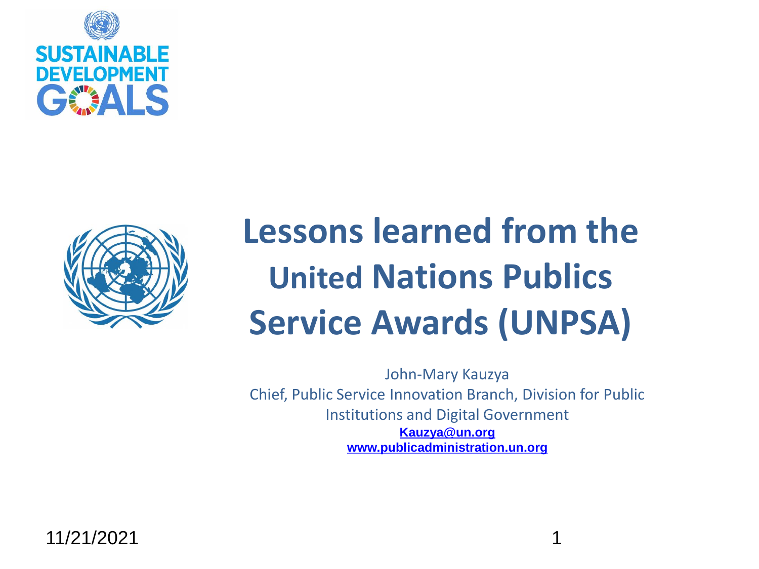# Lessons learned from the United Nations Publics Service Awards (UNPSA)

John-Mary Kauzya

Chief, Public Service Innovation Branch, Division for Public Institutions and Digital Government

**Kauzya@un.org**

**www.publicadministration.un.org**

11/21/2021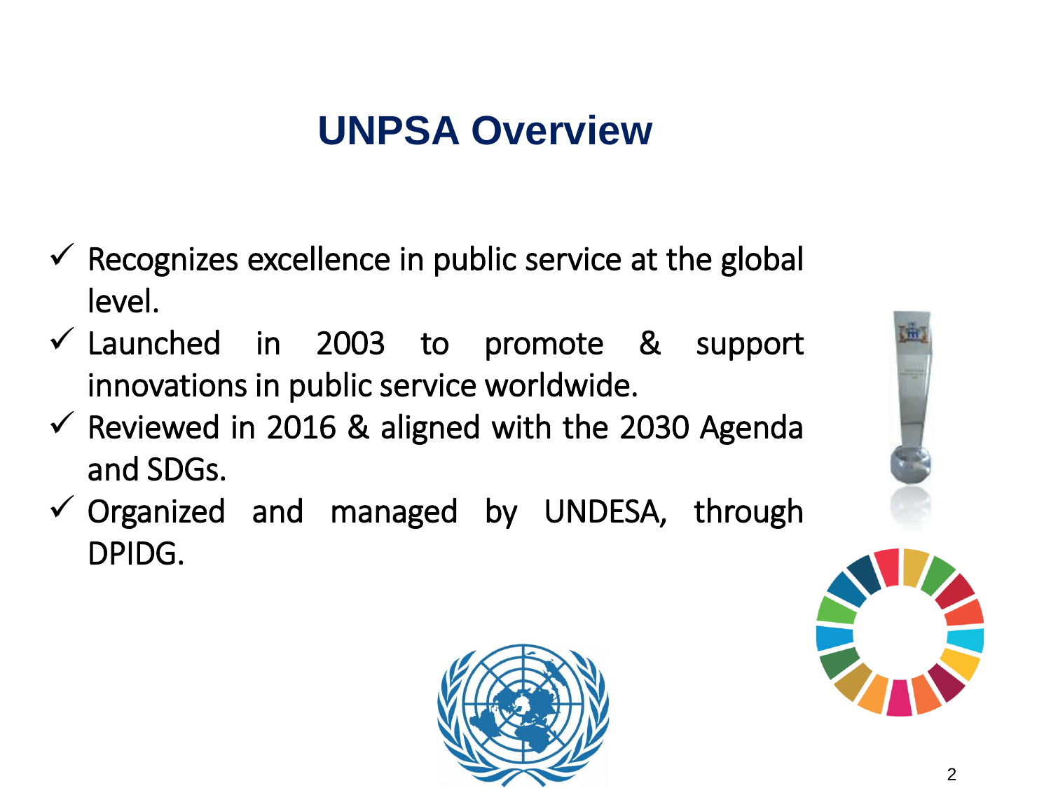# UNPSA Overview

- ✓ Recognizes excellence in public service at the global level.
- ✓ Launched in 2003 to promote & support innovations in public service worldwide.
- ✓ Reviewed in 2016 & aligned with the 2030 Agenda and SDGs.
- ✓ Organized and managed by UNDESA, through DPIDG.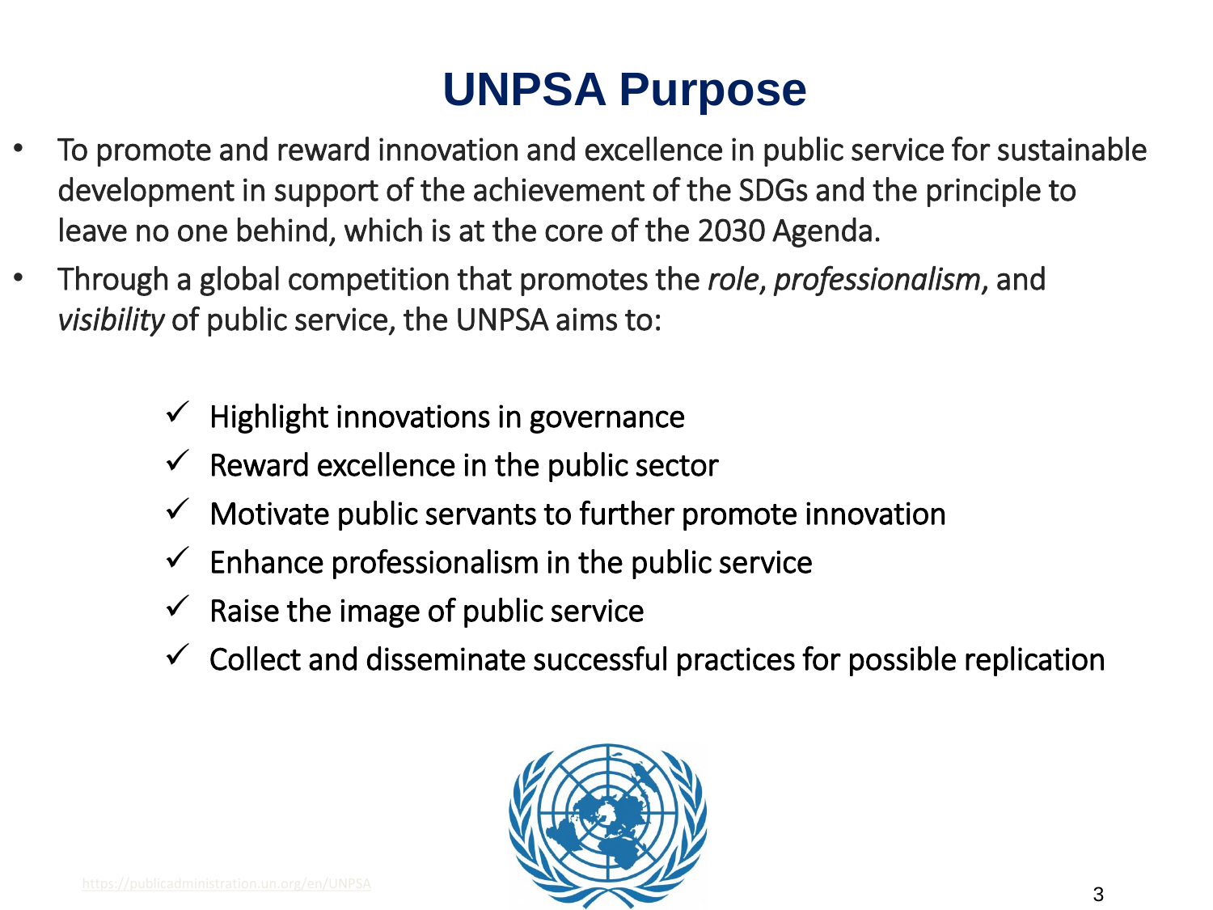# UNPSA Purpose

- To promote and reward innovation and excellence in public service for sustainable development in support of the achievement of the SDGs and the principle to leave no one behind, which is at the core of the 2030 Agenda.
- Through a global competition that promotes the *role*, *professionalism*, and *visibility* of public service, the UNPSA aims to:

  - ✓ Highlight innovations in governance
  - ✓ Reward excellence in the public sector
  - ✓ Motivate public servants to further promote innovation
  - ✓ Enhance professionalism in the public service
  - ✓ Raise the image of public service
  - ✓ Collect and disseminate successful practices for possible replication

https://publicadministration.un.org/en/UNPSA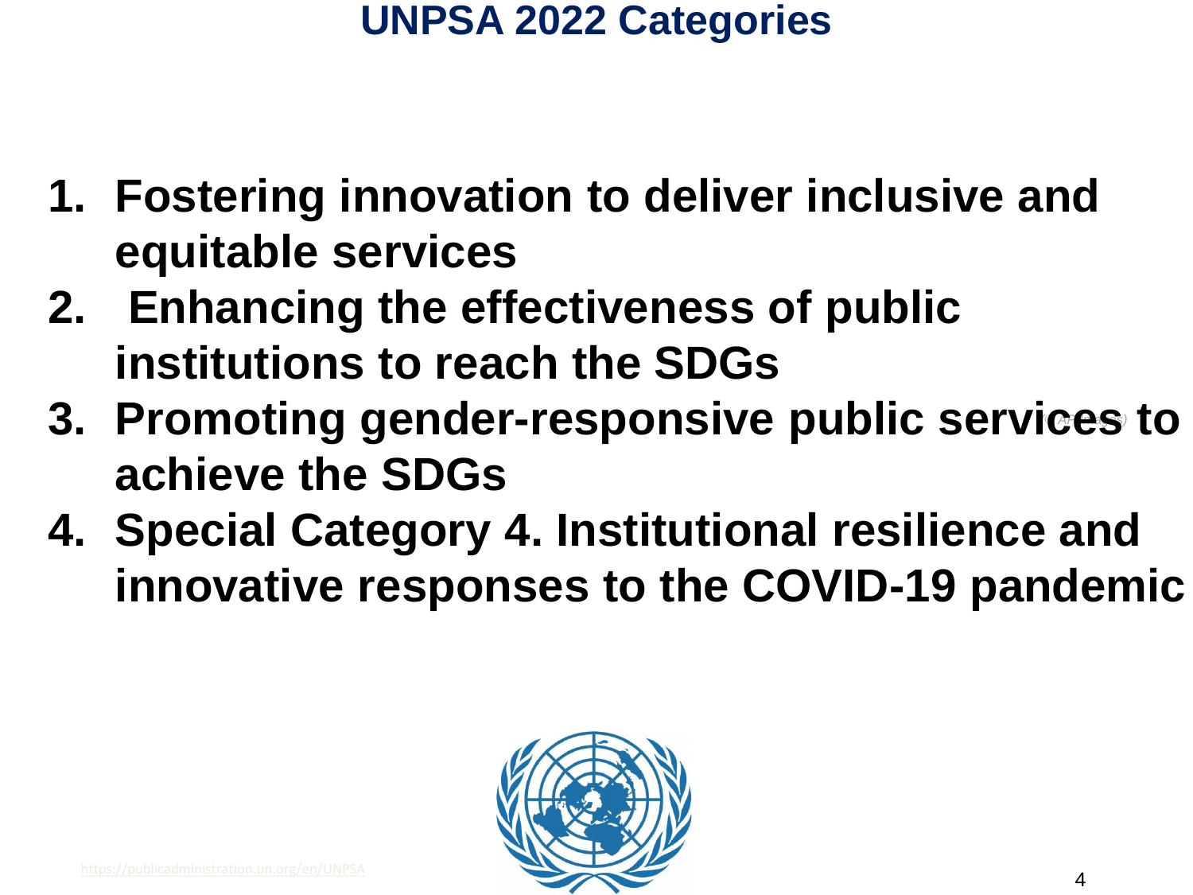# UNPSA 2022 Categories

1. **Fostering innovation to deliver inclusive and equitable services**
2. **Enhancing the effectiveness of public institutions to reach the SDGs**
3. **Promoting gender-responsive public services to achieve the SDGs**
4. **Special Category 4. Institutional resilience and innovative responses to the COVID-19 pandemic**

https://publicadministration.un.org/en/UNPSA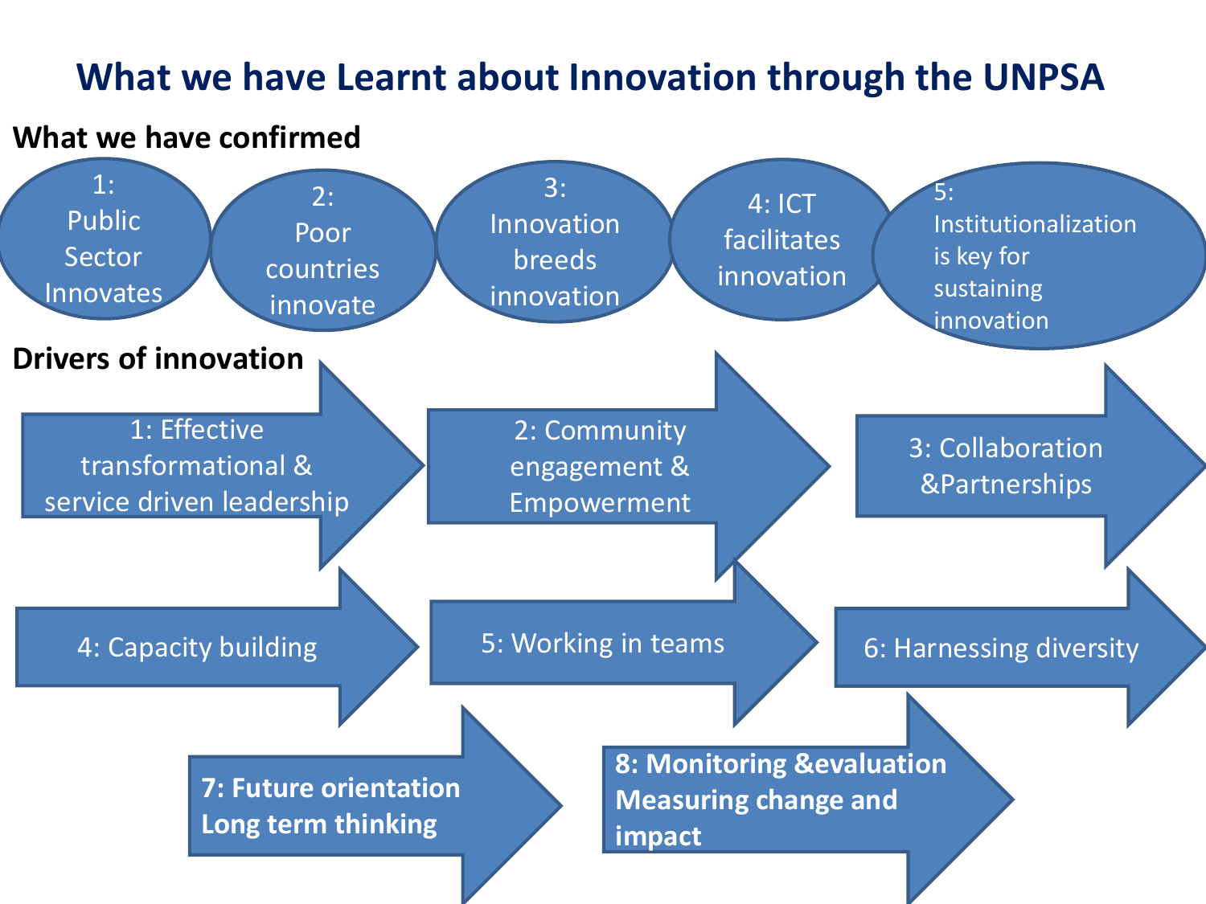# What we have Learnt about Innovation through the UNPSA

## What we have confirmed

- 1: Public Sector Innovates
- 2: Poor countries innovate
- 3: Innovation breeds innovation
- 4: ICT facilitates innovation
- 5: Institutionalization is key for sustaining innovation

## Drivers of innovation

- 1: Effective transformational & service driven leadership
- 2: Community engagement & Empowerment
- 3: Collaboration &Partnerships
- 4: Capacity building
- 5: Working in teams
- 6: Harnessing diversity
- **7: Future orientation Long term thinking**
- **8: Monitoring &evaluation Measuring change and impact**